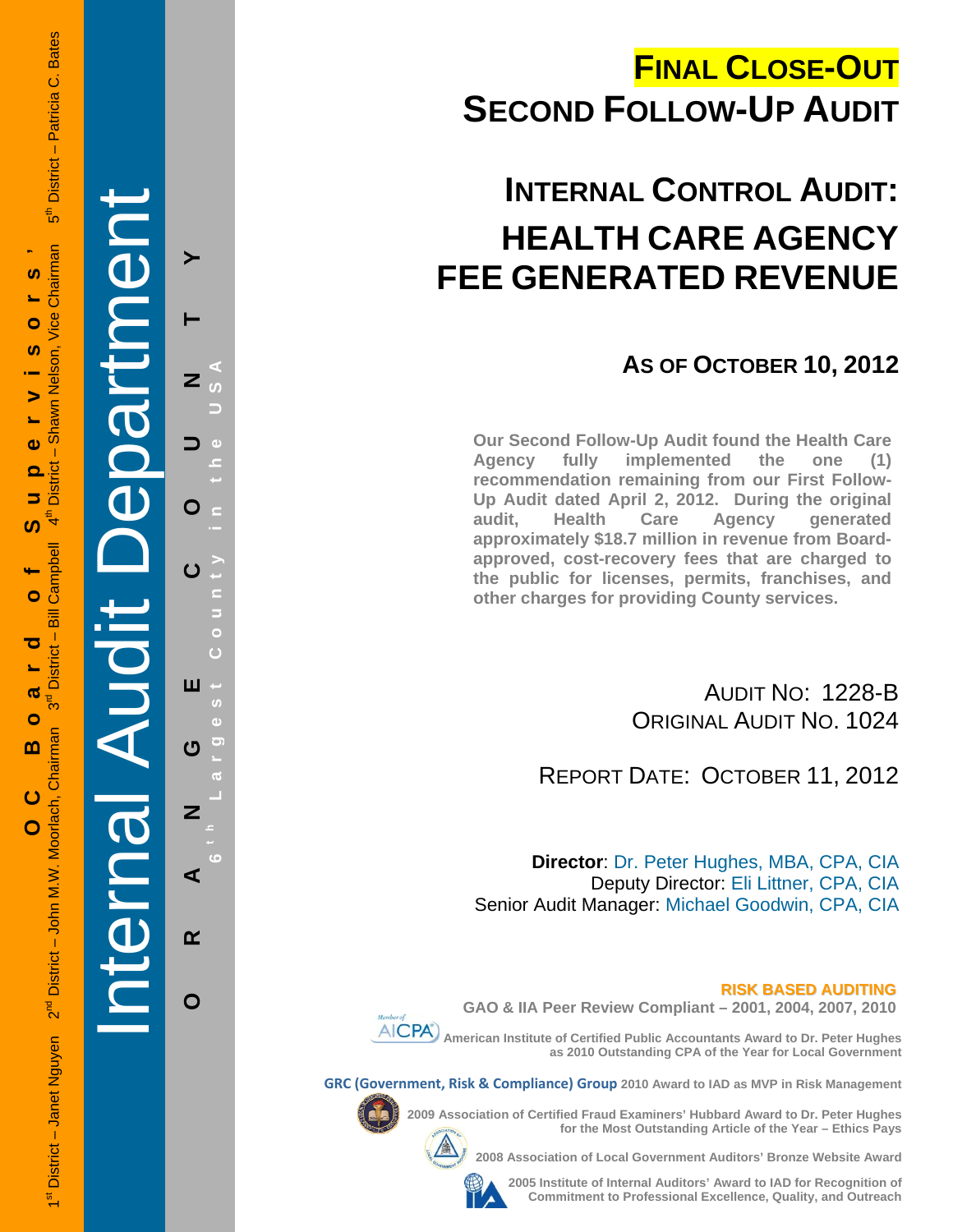# FINAL CLOSE-OUT
# SECOND FOLLOW-UP AUDIT

# INTERNAL CONTROL AUDIT: HEALTH CARE AGENCY FEE GENERATED REVENUE

## AS OF OCTOBER 10, 2012

**Our Second Follow-Up Audit found the Health Care Agency fully implemented the one (1) recommendation remaining from our First Follow-Up Audit dated April 2, 2012. During the original audit, Health Care Agency generated approximately $18.7 million in revenue from Board-approved, cost-recovery fees that are charged to the public for licenses, permits, franchises, and other charges for providing County services.**

AUDIT NO: 1228-B
ORIGINAL AUDIT NO. 1024

REPORT DATE: OCTOBER 11, 2012

**Director**: Dr. Peter Hughes, MBA, CPA, CIA
Deputy Director: Eli Littner, CPA, CIA
Senior Audit Manager: Michael Goodwin, CPA, CIA

**RISK BASED AUDITING**
**GAO & IIA Peer Review Compliant – 2001, 2004, 2007, 2010**

Member of AICPA

**American Institute of Certified Public Accountants Award to Dr. Peter Hughes as 2010 Outstanding CPA of the Year for Local Government**

**GRC (Government, Risk & Compliance) Group 2010 Award to IAD as MVP in Risk Management**

**2009 Association of Certified Fraud Examiners' Hubbard Award to Dr. Peter Hughes for the Most Outstanding Article of the Year – Ethics Pays**

**2008 Association of Local Government Auditors' Bronze Website Award**

**2005 Institute of Internal Auditors' Award to IAD for Recognition of Commitment to Professional Excellence, Quality, and Outreach**

Internal Audit Department

ORANGE COUNTY
6th Largest County in the USA

OC Board of Supervisors'
1st District – Janet Nguyen
2nd District – John M.W. Moorlach, Chairman
3rd District – Bill Campbell
4th District – Shawn Nelson, Vice Chairman
5th District – Patricia C. Bates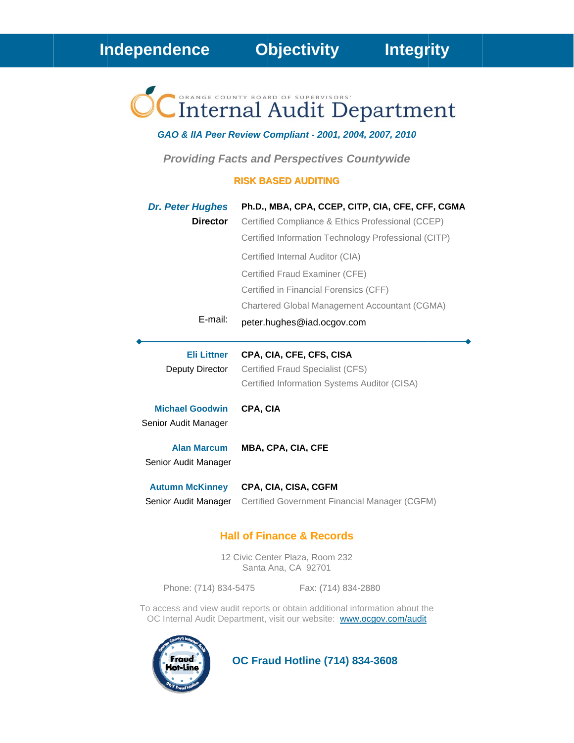**Independence     Objectivity     Integrity**

ORANGE COUNTY BOARD OF SUPERVISORS'

# OC Internal Audit Department

***GAO & IIA Peer Review Compliant - 2001, 2004, 2007, 2010***

***Providing Facts and Perspectives Countywide***

**RISK BASED AUDITING**

***Dr. Peter Hughes*** — **Ph.D., MBA, CPA, CCEP, CITP, CIA, CFE, CFF, CGMA**
**Director**

Certified Compliance & Ethics Professional (CCEP)
Certified Information Technology Professional (CITP)
Certified Internal Auditor (CIA)
Certified Fraud Examiner (CFE)
Certified in Financial Forensics (CFF)
Chartered Global Management Accountant (CGMA)

E-mail: peter.hughes@iad.ocgov.com

---

**Eli Littner** — **CPA, CIA, CFE, CFS, CISA**
Deputy Director

Certified Fraud Specialist (CFS)
Certified Information Systems Auditor (CISA)

**Michael Goodwin** — **CPA, CIA**
Senior Audit Manager

**Alan Marcum** — **MBA, CPA, CIA, CFE**
Senior Audit Manager

**Autumn McKinney** — **CPA, CIA, CISA, CGFM**
Senior Audit Manager

Certified Government Financial Manager (CGFM)

## Hall of Finance & Records

12 Civic Center Plaza, Room 232
Santa Ana, CA 92701

Phone: (714) 834-5475     Fax: (714) 834-2880

To access and view audit reports or obtain additional information about the OC Internal Audit Department, visit our website: www.ocgov.com/audit

Orange County's Internal Audit Fraud Hot-Line 24/7 Fraud Hotline

**OC Fraud Hotline (714) 834-3608**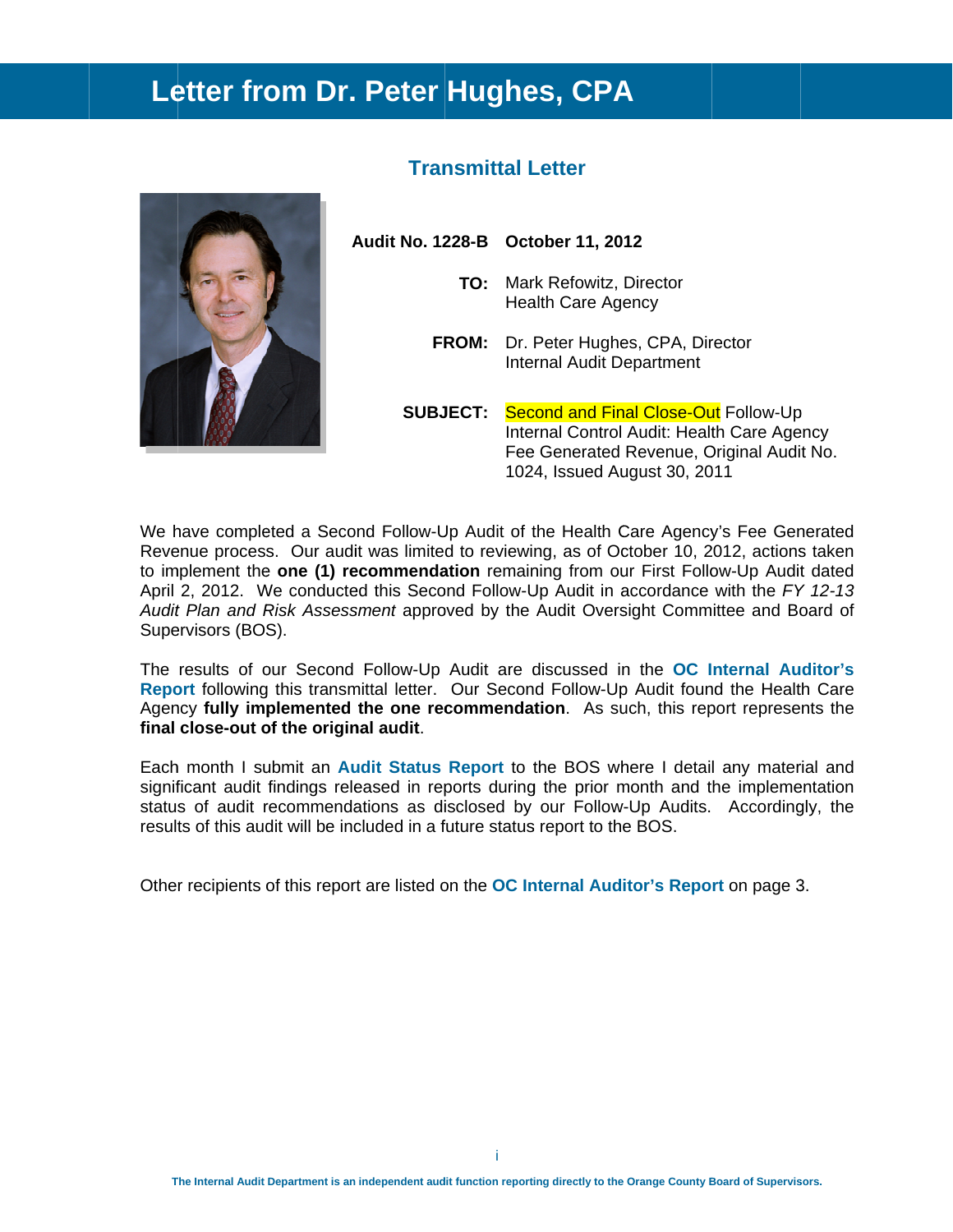# Letter from Dr. Peter Hughes, CPA

## Transmittal Letter

**Audit No. 1228-B** **October 11, 2012**

**TO:** Mark Refowitz, Director
Health Care Agency

**FROM:** Dr. Peter Hughes, CPA, Director
Internal Audit Department

**SUBJECT:** Second and Final Close-Out Follow-Up Internal Control Audit: Health Care Agency Fee Generated Revenue, Original Audit No. 1024, Issued August 30, 2011

We have completed a Second Follow-Up Audit of the Health Care Agency's Fee Generated Revenue process. Our audit was limited to reviewing, as of October 10, 2012, actions taken to implement the **one (1) recommendation** remaining from our First Follow-Up Audit dated April 2, 2012. We conducted this Second Follow-Up Audit in accordance with the *FY 12-13 Audit Plan and Risk Assessment* approved by the Audit Oversight Committee and Board of Supervisors (BOS).

The results of our Second Follow-Up Audit are discussed in the **OC Internal Auditor's Report** following this transmittal letter. Our Second Follow-Up Audit found the Health Care Agency **fully implemented the one recommendation**. As such, this report represents the **final close-out of the original audit**.

Each month I submit an **Audit Status Report** to the BOS where I detail any material and significant audit findings released in reports during the prior month and the implementation status of audit recommendations as disclosed by our Follow-Up Audits. Accordingly, the results of this audit will be included in a future status report to the BOS.

Other recipients of this report are listed on the **OC Internal Auditor's Report** on page 3.

The Internal Audit Department is an independent audit function reporting directly to the Orange County Board of Supervisors.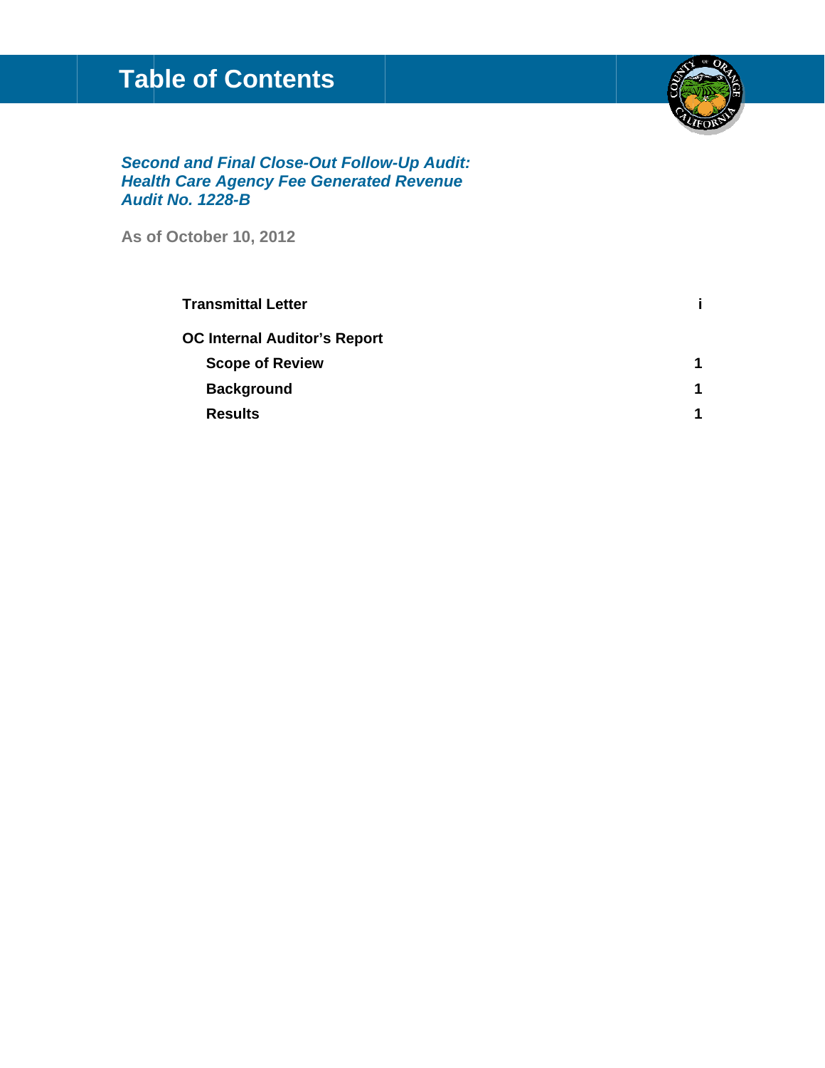# Table of Contents

***Second and Final Close-Out Follow-Up Audit:***
***Health Care Agency Fee Generated Revenue***
***Audit No. 1228-B***

**As of October 10, 2012**

| | |
|---|---|
| **Transmittal Letter** | **i** |
| **OC Internal Auditor's Report** | |
| **Scope of Review** | **1** |
| **Background** | **1** |
| **Results** | **1** |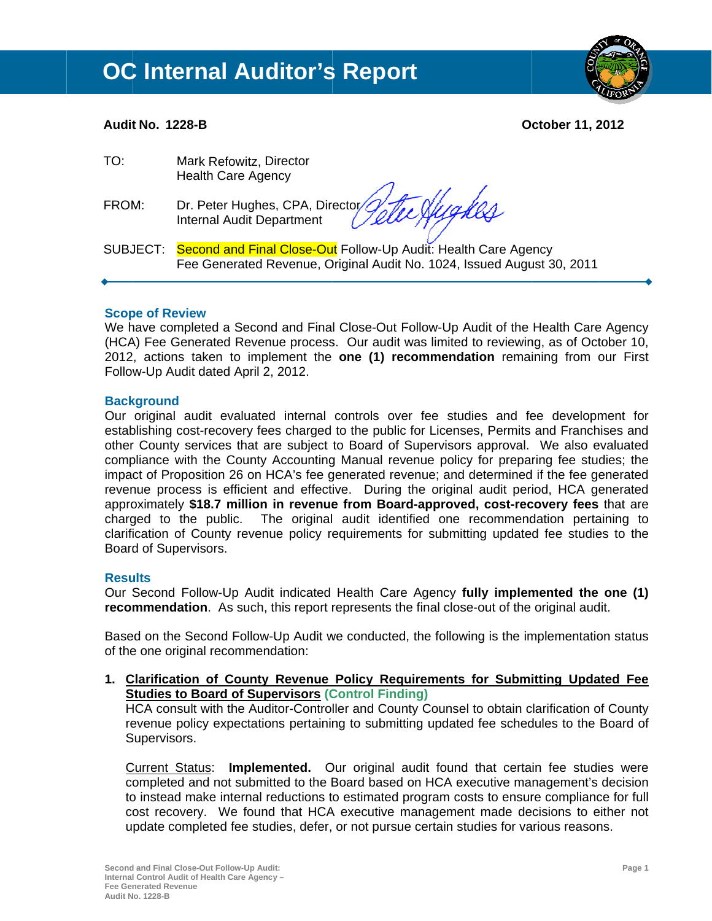# OC Internal Auditor's Report

**Audit No. 1228-B** **October 11, 2012**

TO: Mark Refowitz, Director
Health Care Agency

FROM: Dr. Peter Hughes, CPA, Director
Internal Audit Department

SUBJECT: Second and Final Close-Out Follow-Up Audit: Health Care Agency Fee Generated Revenue, Original Audit No. 1024, Issued August 30, 2011

---

## Scope of Review

We have completed a Second and Final Close-Out Follow-Up Audit of the Health Care Agency (HCA) Fee Generated Revenue process. Our audit was limited to reviewing, as of October 10, 2012, actions taken to implement the **one (1) recommendation** remaining from our First Follow-Up Audit dated April 2, 2012.

## Background

Our original audit evaluated internal controls over fee studies and fee development for establishing cost-recovery fees charged to the public for Licenses, Permits and Franchises and other County services that are subject to Board of Supervisors approval. We also evaluated compliance with the County Accounting Manual revenue policy for preparing fee studies; the impact of Proposition 26 on HCA's fee generated revenue; and determined if the fee generated revenue process is efficient and effective. During the original audit period, HCA generated approximately **$18.7 million in revenue from Board-approved, cost-recovery fees** that are charged to the public. The original audit identified one recommendation pertaining to clarification of County revenue policy requirements for submitting updated fee studies to the Board of Supervisors.

## Results

Our Second Follow-Up Audit indicated Health Care Agency **fully implemented the one (1) recommendation**. As such, this report represents the final close-out of the original audit.

Based on the Second Follow-Up Audit we conducted, the following is the implementation status of the one original recommendation:

1. **Clarification of County Revenue Policy Requirements for Submitting Updated Fee Studies to Board of Supervisors (Control Finding)**
   HCA consult with the Auditor-Controller and County Counsel to obtain clarification of County revenue policy expectations pertaining to submitting updated fee schedules to the Board of Supervisors.

   Current Status: **Implemented.** Our original audit found that certain fee studies were completed and not submitted to the Board based on HCA executive management's decision to instead make internal reductions to estimated program costs to ensure compliance for full cost recovery. We found that HCA executive management made decisions to either not update completed fee studies, defer, or not pursue certain studies for various reasons.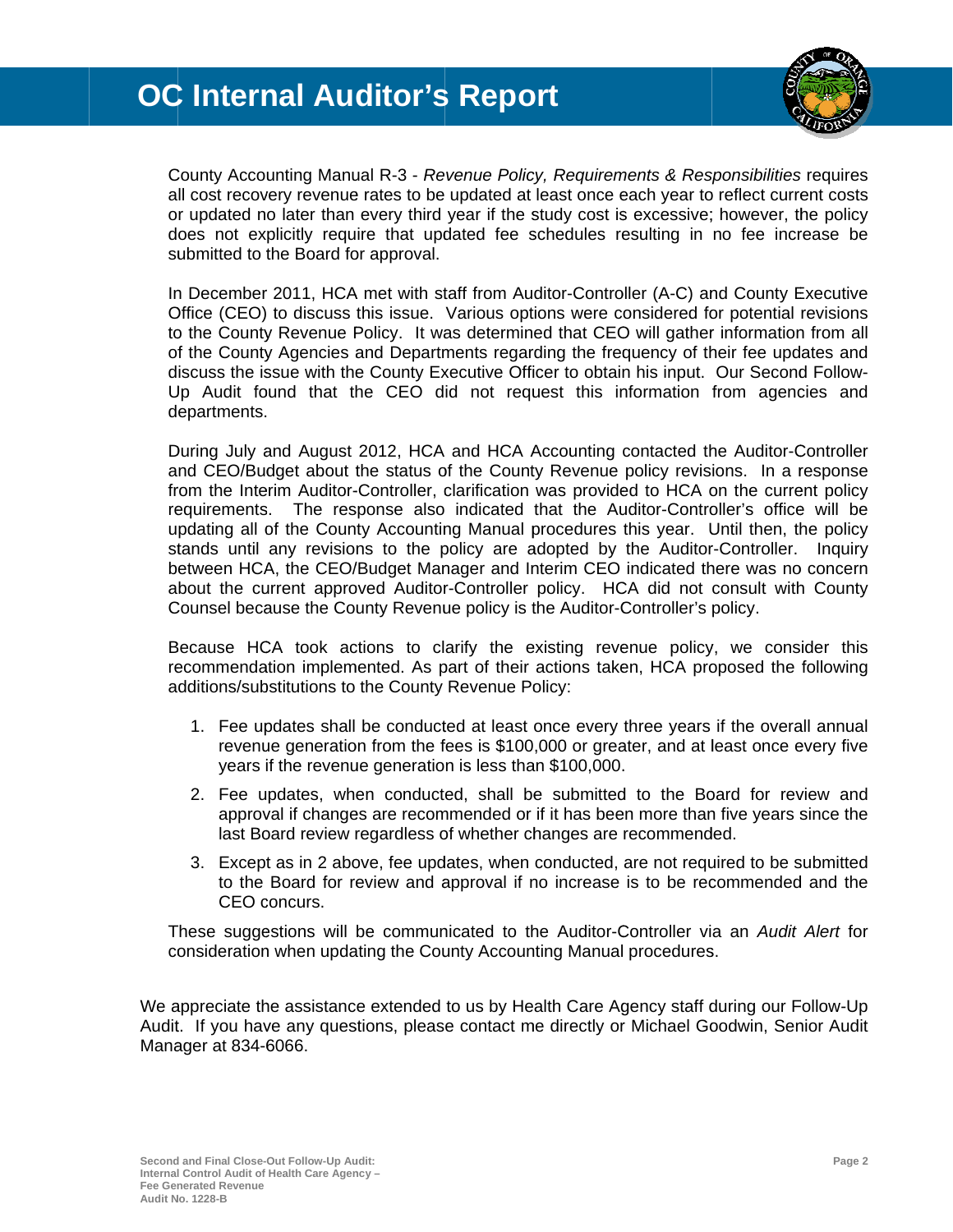County Accounting Manual R-3 - *Revenue Policy, Requirements & Responsibilities* requires all cost recovery revenue rates to be updated at least once each year to reflect current costs or updated no later than every third year if the study cost is excessive; however, the policy does not explicitly require that updated fee schedules resulting in no fee increase be submitted to the Board for approval.

In December 2011, HCA met with staff from Auditor-Controller (A-C) and County Executive Office (CEO) to discuss this issue. Various options were considered for potential revisions to the County Revenue Policy. It was determined that CEO will gather information from all of the County Agencies and Departments regarding the frequency of their fee updates and discuss the issue with the County Executive Officer to obtain his input. Our Second Follow-Up Audit found that the CEO did not request this information from agencies and departments.

During July and August 2012, HCA and HCA Accounting contacted the Auditor-Controller and CEO/Budget about the status of the County Revenue policy revisions. In a response from the Interim Auditor-Controller, clarification was provided to HCA on the current policy requirements. The response also indicated that the Auditor-Controller's office will be updating all of the County Accounting Manual procedures this year. Until then, the policy stands until any revisions to the policy are adopted by the Auditor-Controller. Inquiry between HCA, the CEO/Budget Manager and Interim CEO indicated there was no concern about the current approved Auditor-Controller policy. HCA did not consult with County Counsel because the County Revenue policy is the Auditor-Controller's policy.

Because HCA took actions to clarify the existing revenue policy, we consider this recommendation implemented. As part of their actions taken, HCA proposed the following additions/substitutions to the County Revenue Policy:

1. Fee updates shall be conducted at least once every three years if the overall annual revenue generation from the fees is $100,000 or greater, and at least once every five years if the revenue generation is less than $100,000.
2. Fee updates, when conducted, shall be submitted to the Board for review and approval if changes are recommended or if it has been more than five years since the last Board review regardless of whether changes are recommended.
3. Except as in 2 above, fee updates, when conducted, are not required to be submitted to the Board for review and approval if no increase is to be recommended and the CEO concurs.

These suggestions will be communicated to the Auditor-Controller via an *Audit Alert* for consideration when updating the County Accounting Manual procedures.

We appreciate the assistance extended to us by Health Care Agency staff during our Follow-Up Audit. If you have any questions, please contact me directly or Michael Goodwin, Senior Audit Manager at 834-6066.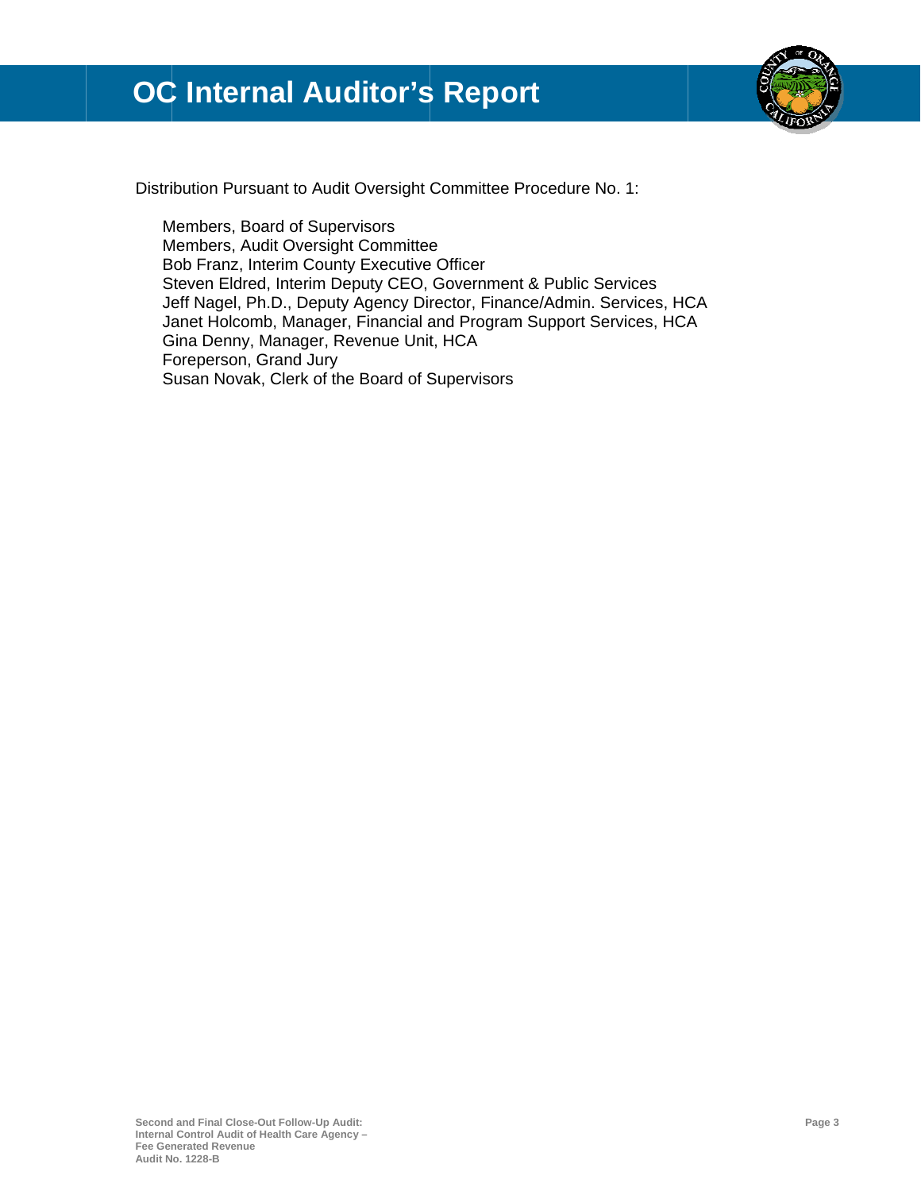# OC Internal Auditor's Report

Distribution Pursuant to Audit Oversight Committee Procedure No. 1:

Members, Board of Supervisors
Members, Audit Oversight Committee
Bob Franz, Interim County Executive Officer
Steven Eldred, Interim Deputy CEO, Government & Public Services
Jeff Nagel, Ph.D., Deputy Agency Director, Finance/Admin. Services, HCA
Janet Holcomb, Manager, Financial and Program Support Services, HCA
Gina Denny, Manager, Revenue Unit, HCA
Foreperson, Grand Jury
Susan Novak, Clerk of the Board of Supervisors